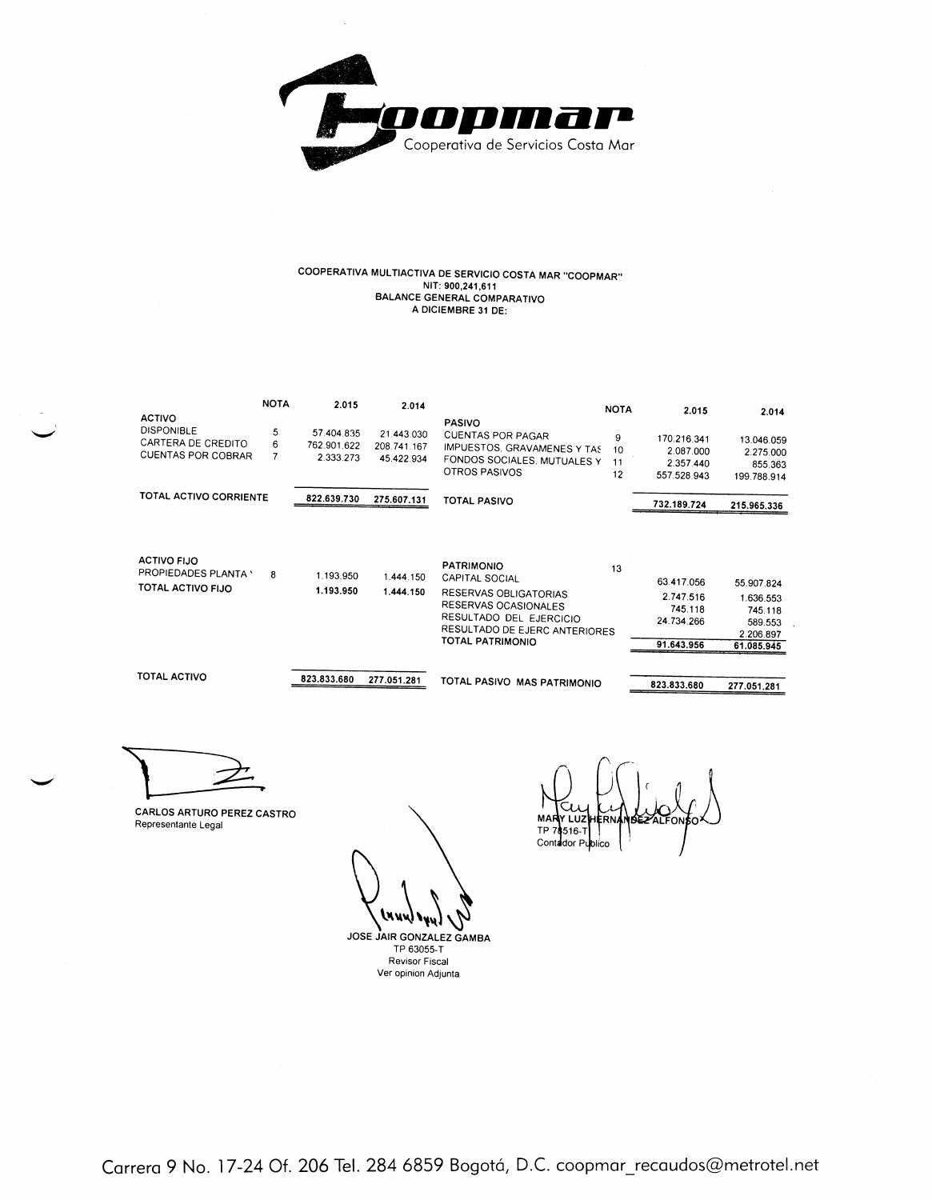**Coopmar**
Cooperativa de Servicios Costa Mar

**COOPERATIVA MULTIACTIVA DE SERVICIO COSTA MAR "COOPMAR"**
**NIT: 900,241,611**
**BALANCE GENERAL COMPARATIVO**
**A DICIEMBRE 31 DE:**

| | NOTA | 2.015 | 2.014 |
|---|---|---|---|
| **ACTIVO** | | | |
| DISPONIBLE | 5 | 57.404.835 | 21.443.030 |
| CARTERA DE CREDITO | 6 | 762.901.622 | 208.741.167 |
| CUENTAS POR COBRAR | 7 | 2.333.273 | 45.422.934 |
| **TOTAL ACTIVO CORRIENTE** | | **822.639.730** | **275.607.131** |
| **ACTIVO FIJO** | | | |
| PROPIEDADES PLANTA Y | 8 | 1.193.950 | 1.444.150 |
| **TOTAL ACTIVO FIJO** | | **1.193.950** | **1.444.150** |
| **TOTAL ACTIVO** | | **823.833.680** | **277.051.281** |

| | NOTA | 2.015 | 2.014 |
|---|---|---|---|
| **PASIVO** | | | |
| CUENTAS POR PAGAR | 9 | 170.216.341 | 13.046.059 |
| IMPUESTOS, GRAVAMENES Y TAS | 10 | 2.087.000 | 2.275.000 |
| FONDOS SOCIALES, MUTUALES Y | 11 | 2.357.440 | 855.363 |
| OTROS PASIVOS | 12 | 557.528.943 | 199.788.914 |
| **TOTAL PASIVO** | | **732.189.724** | **215.965.336** |
| **PATRIMONIO** | 13 | | |
| CAPITAL SOCIAL | | 63.417.056 | 55.907.824 |
| RESERVAS OBLIGATORIAS | | 2.747.516 | 1.636.553 |
| RESERVAS OCASIONALES | | 745.118 | 745.118 |
| RESULTADO DEL EJERCICIO | | 24.734.266 | 589.553 |
| RESULTADO DE EJERC ANTERIORES | | | 2.206.897 |
| **TOTAL PATRIMONIO** | | **91.643.956** | **61.085.945** |
| **TOTAL PASIVO MAS PATRIMONIO** | | **823.833.680** | **277.051.281** |

**CARLOS ARTURO PEREZ CASTRO**
Representante Legal

**MARY LUZ HERNANDEZ ALFONSO**
TP 78516-T
Contador Publico

**JOSE JAIR GONZALEZ GAMBA**
TP 63055-T
Revisor Fiscal
Ver opinion Adjunta

Carrera 9 No. 17-24 Of. 206 Tel. 284 6859 Bogotá, D.C. coopmar_recaudos@metrotel.net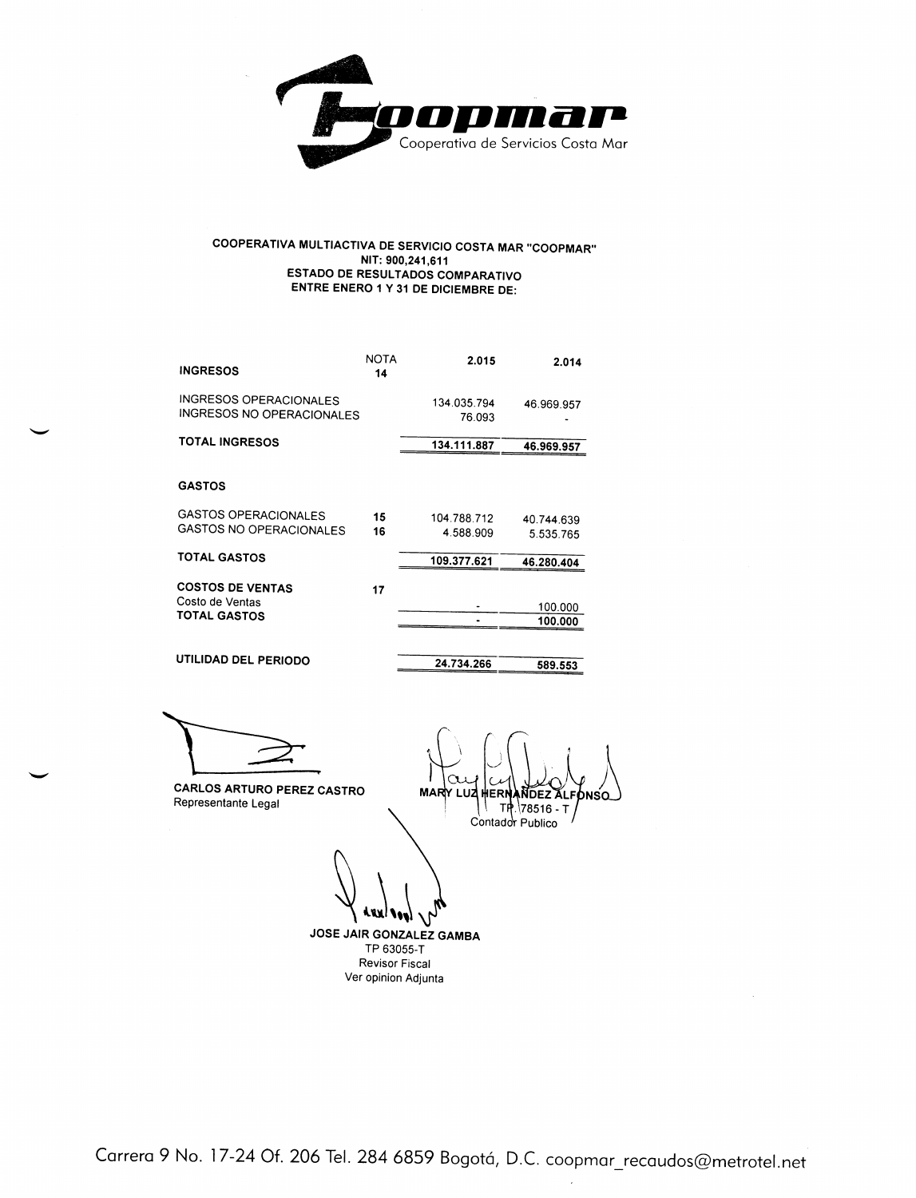coopmar
Cooperativa de Servicios Costa Mar

**COOPERATIVA MULTIACTIVA DE SERVICIO COSTA MAR "COOPMAR"**
**NIT: 900,241,611**
**ESTADO DE RESULTADOS COMPARATIVO**
**ENTRE ENERO 1 Y 31 DE DICIEMBRE DE:**

| | NOTA | 2.015 | 2.014 |
|---|---|---|---|
| **INGRESOS** | **14** | | |
| INGRESOS OPERACIONALES | | 134.035.794 | 46.969.957 |
| INGRESOS NO OPERACIONALES | | 76.093 | - |
| **TOTAL INGRESOS** | | **134.111.887** | **46.969.957** |
| **GASTOS** | | | |
| GASTOS OPERACIONALES | **15** | 104.788.712 | 40.744.639 |
| GASTOS NO OPERACIONALES | **16** | 4.588.909 | 5.535.765 |
| **TOTAL GASTOS** | | **109.377.621** | **46.280.404** |
| **COSTOS DE VENTAS** | **17** | | |
| Costo de Ventas | | - | 100.000 |
| **TOTAL GASTOS** | | **-** | **100.000** |
| **UTILIDAD DEL PERIODO** | | **24.734.266** | **589.553** |

**CARLOS ARTURO PEREZ CASTRO**
Representante Legal

**MARY LUZ HERNANDEZ ALFONSO**
TP. 78516 - T
Contador Publico

**JOSE JAIR GONZALEZ GAMBA**
TP 63055-T
Revisor Fiscal
Ver opinion Adjunta

Carrera 9 No. 17-24 Of. 206 Tel. 284 6859 Bogotá, D.C. coopmar_recaudos@metrotel.net